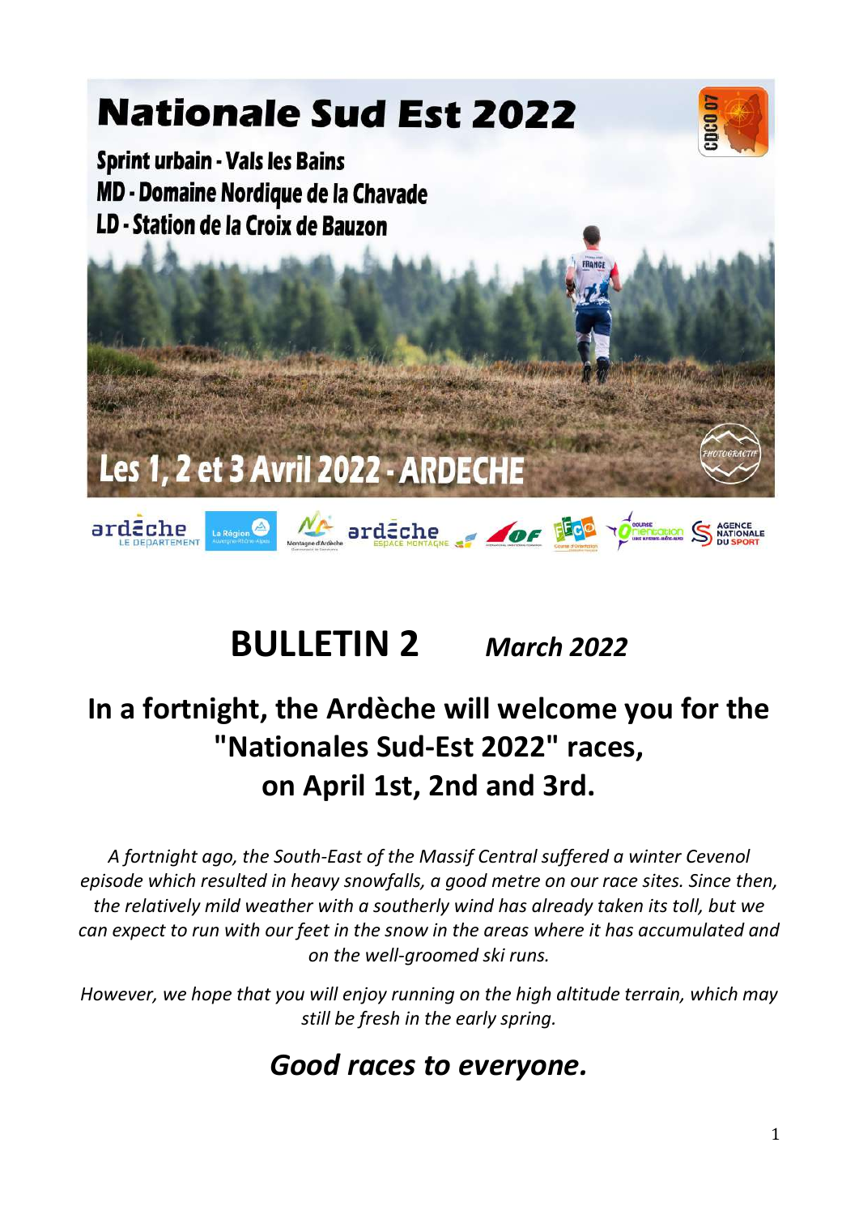# Nationale Sud Est 2022

**Sprint urbain - Vals les Bains**
**MD - Domaine Nordique de la Chavade**
**LD - Station de la Croix de Bauzon**

**Les 1, 2 et 3 Avril 2022 - ARDECHE**

# BULLETIN 2 *March 2022*

## In a fortnight, the Ardèche will welcome you for the "Nationales Sud-Est 2022" races, on April 1st, 2nd and 3rd.

*A fortnight ago, the South-East of the Massif Central suffered a winter Cevenol episode which resulted in heavy snowfalls, a good metre on our race sites. Since then, the relatively mild weather with a southerly wind has already taken its toll, but we can expect to run with our feet in the snow in the areas where it has accumulated and on the well-groomed ski runs.*

*However, we hope that you will enjoy running on the high altitude terrain, which may still be fresh in the early spring.*

## *Good races to everyone.*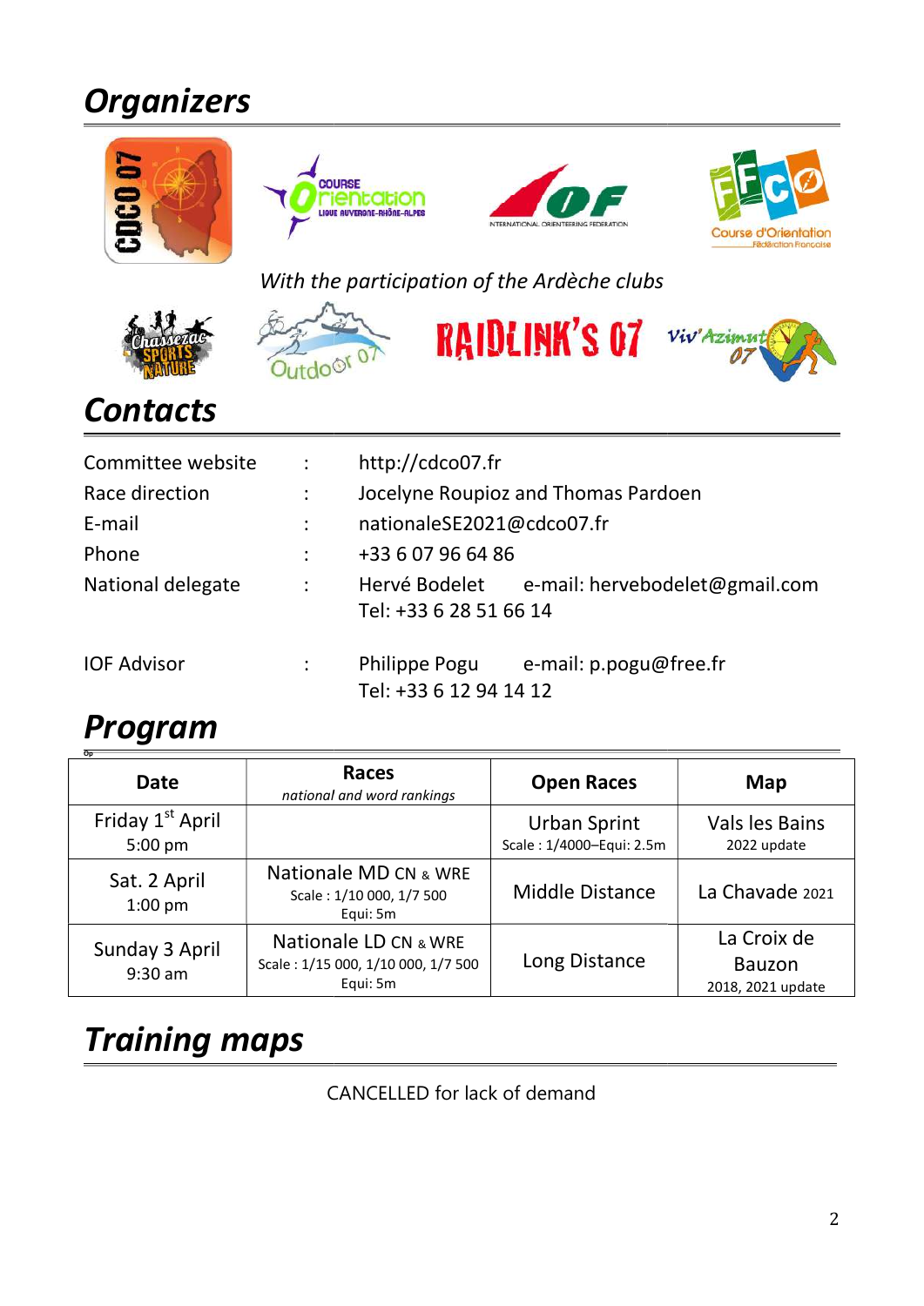## Organizers

*With the participation of the Ardèche clubs*

## Contacts

| | | |
|---|---|---|
| Committee website | : | http://cdco07.fr |
| Race direction | : | Jocelyne Roupioz and Thomas Pardoen |
| E-mail | : | nationaleSE2021@cdco07.fr |
| Phone | : | +33 6 07 96 64 86 |
| National delegate | : | Hervé Bodelet e-mail: hervebodelet@gmail.com<br>Tel: +33 6 28 51 66 14 |
| IOF Advisor | : | Philippe Pogu e-mail: p.pogu@free.fr<br>Tel: +33 6 12 94 14 12 |

## Program

| Date | Races<br>*national and word rankings* | Open Races | Map |
|---|---|---|---|
| Friday 1st April<br>5:00 pm | | Urban Sprint<br>Scale : 1/4000–Equi: 2.5m | Vals les Bains<br>2022 update |
| Sat. 2 April<br>1:00 pm | Nationale MD CN & WRE<br>Scale : 1/10 000, 1/7 500<br>Equi: 5m | Middle Distance | La Chavade 2021 |
| Sunday 3 April<br>9:30 am | Nationale LD CN & WRE<br>Scale : 1/15 000, 1/10 000, 1/7 500<br>Equi: 5m | Long Distance | La Croix de Bauzon<br>2018, 2021 update |

## Training maps

CANCELLED for lack of demand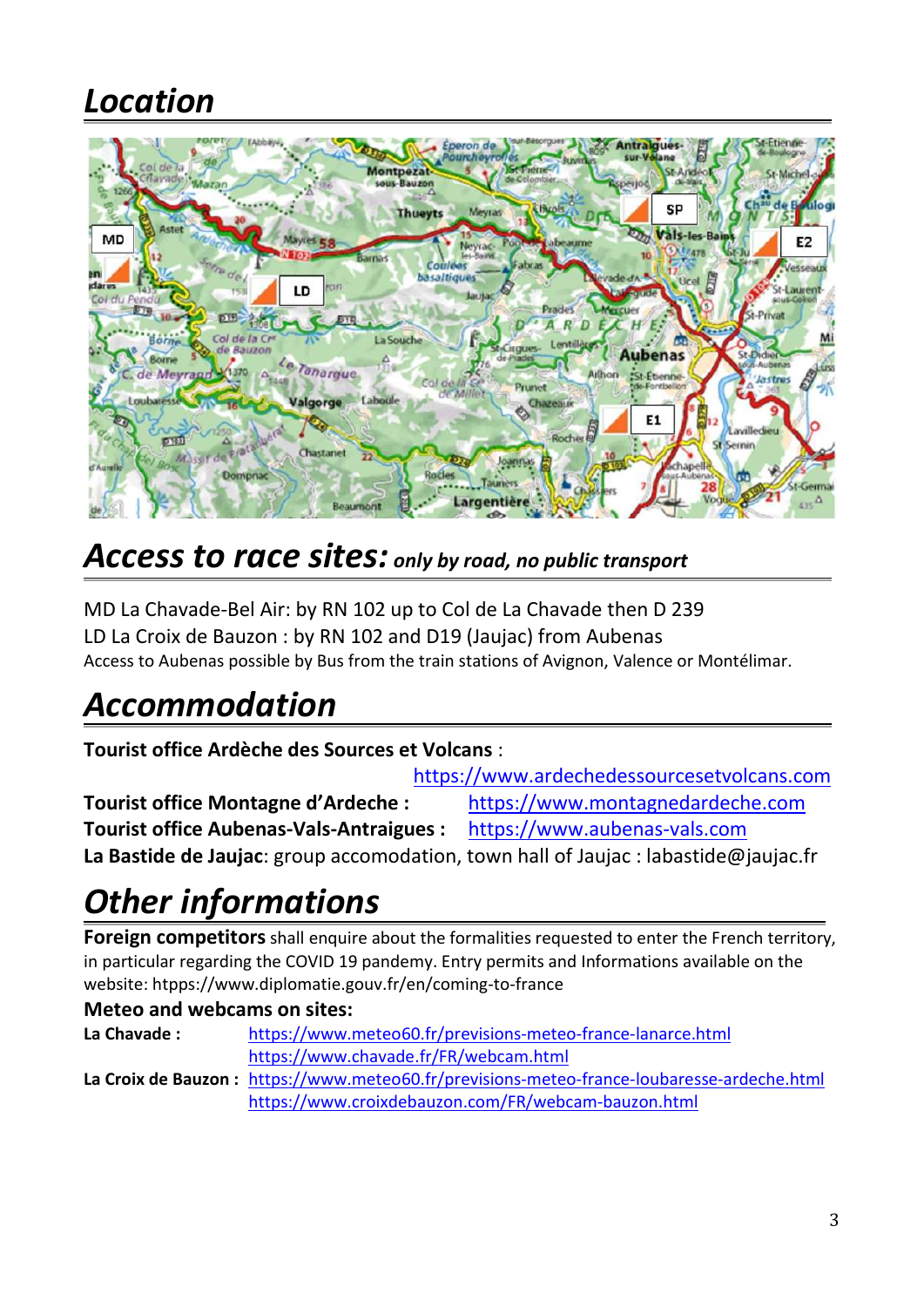# *Location*

# *Access to race sites:* *only by road, no public transport*

MD La Chavade-Bel Air: by RN 102 up to Col de La Chavade then D 239
LD La Croix de Bauzon : by RN 102 and D19 (Jaujac) from Aubenas
Access to Aubenas possible by Bus from the train stations of Avignon, Valence or Montélimar.

# *Accommodation*

**Tourist office Ardèche des Sources et Volcans** :
https://www.ardechedessourcesetvolcans.com
**Tourist office Montagne d'Ardeche :** https://www.montagnedardeche.com
**Tourist office Aubenas-Vals-Antraigues :** https://www.aubenas-vals.com
**La Bastide de Jaujac**: group accomodation, town hall of Jaujac : labastide@jaujac.fr

# *Other informations*

**Foreign competitors** shall enquire about the formalities requested to enter the French territory, in particular regarding the COVID 19 pandemy. Entry permits and Informations available on the website: htpps://www.diplomatie.gouv.fr/en/coming-to-france

**Meteo and webcams on sites:**

**La Chavade :** https://www.meteo60.fr/previsions-meteo-france-lanarce.html
https://www.chavade.fr/FR/webcam.html

**La Croix de Bauzon :** https://www.meteo60.fr/previsions-meteo-france-loubaresse-ardeche.html
https://www.croixdebauzon.com/FR/webcam-bauzon.html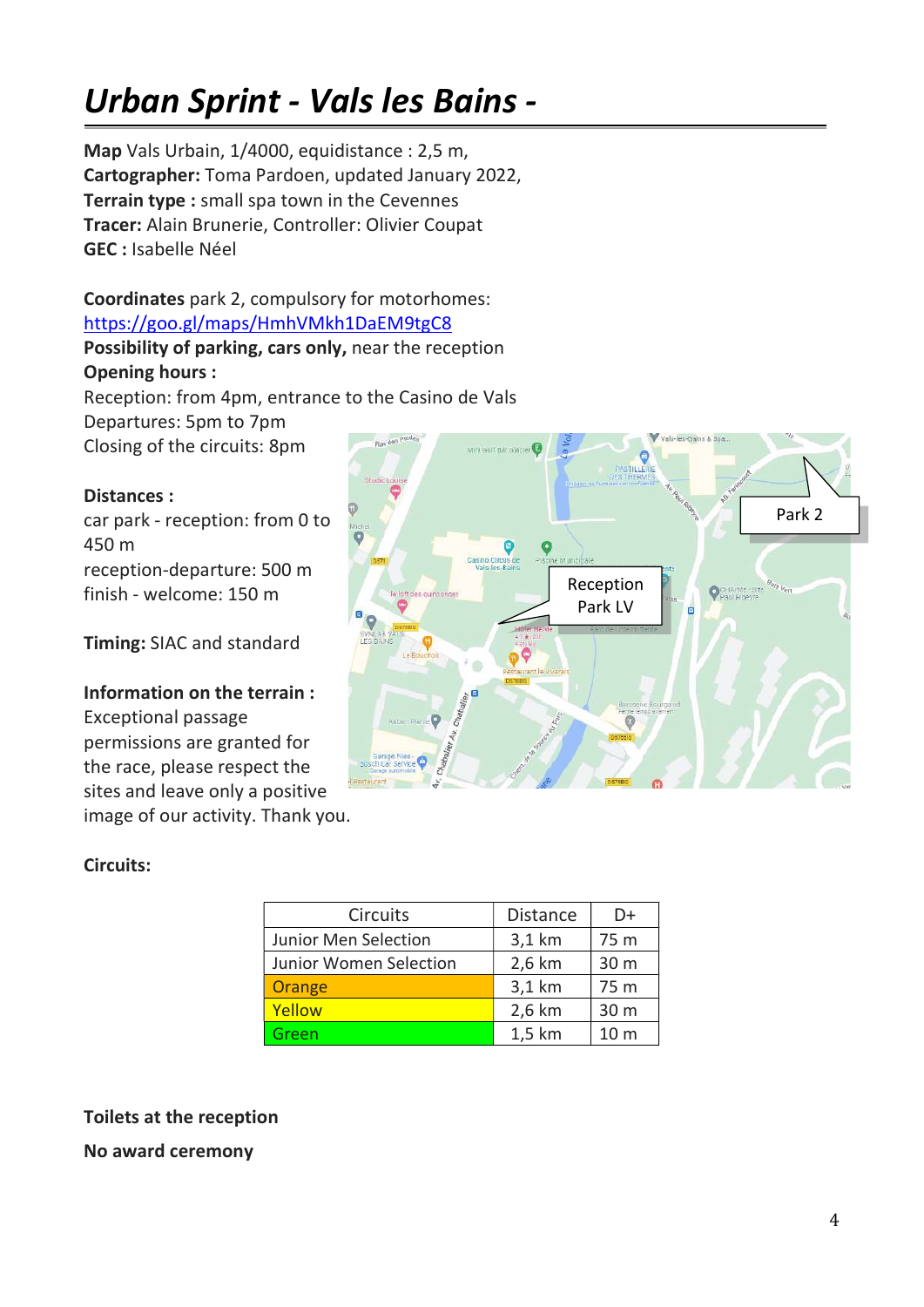# *Urban Sprint - Vals les Bains -*

**Map** Vals Urbain, 1/4000, equidistance : 2,5 m,
**Cartographer:** Toma Pardoen, updated January 2022,
**Terrain type :** small spa town in the Cevennes
**Tracer:** Alain Brunerie, Controller: Olivier Coupat
**GEC :** Isabelle Néel

**Coordinates** park 2, compulsory for motorhomes:
https://goo.gl/maps/HmhVMkh1DaEM9tgC8
**Possibility of parking, cars only,** near the reception
**Opening hours :**
Reception: from 4pm, entrance to the Casino de Vals
Departures: 5pm to 7pm
Closing of the circuits: 8pm

**Distances :**
car park - reception: from 0 to 450 m
reception-departure: 500 m
finish - welcome: 150 m

**Timing:** SIAC and standard

**Information on the terrain :**
Exceptional passage permissions are granted for the race, please respect the sites and leave only a positive image of our activity. Thank you.

**Circuits:**

| Circuits | Distance | D+ |
|---|---|---|
| Junior Men Selection | 3,1 km | 75 m |
| Junior Women Selection | 2,6 km | 30 m |
| Orange | 3,1 km | 75 m |
| Yellow | 2,6 km | 30 m |
| Green | 1,5 km | 10 m |

**Toilets at the reception**

**No award ceremony**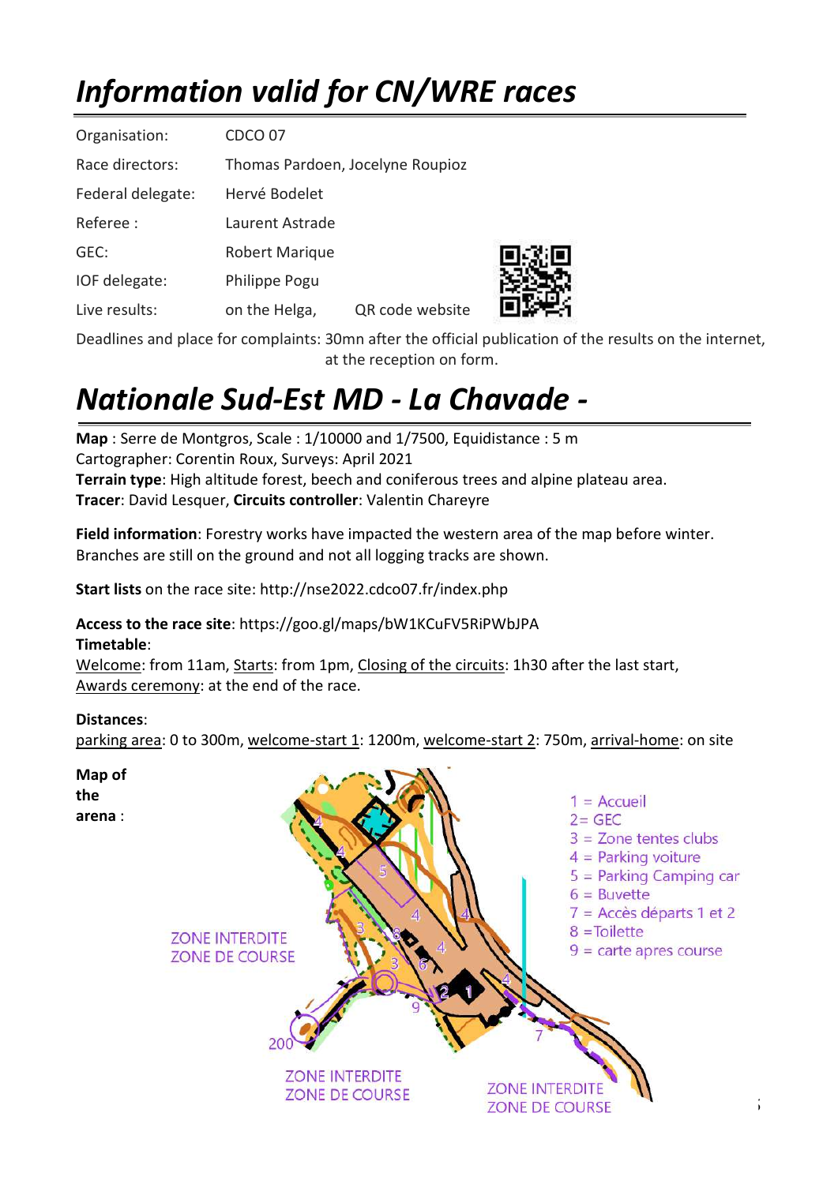# *Information valid for CN/WRE races*

| | | |
|---|---|---|
| Organisation: | CDCO 07 | |
| Race directors: | Thomas Pardoen, Jocelyne Roupioz | |
| Federal delegate: | Hervé Bodelet | |
| Referee : | Laurent Astrade | |
| GEC: | Robert Marique | |
| IOF delegate: | Philippe Pogu | |
| Live results: | on the Helga, | QR code website |

Deadlines and place for complaints: 30mn after the official publication of the results on the internet, at the reception on form.

# *Nationale Sud-Est MD - La Chavade -*

**Map** : Serre de Montgros, Scale : 1/10000 and 1/7500, Equidistance : 5 m
Cartographer: Corentin Roux, Surveys: April 2021
**Terrain type**: High altitude forest, beech and coniferous trees and alpine plateau area.
**Tracer**: David Lesquer, **Circuits controller**: Valentin Chareyre

**Field information**: Forestry works have impacted the western area of the map before winter. Branches are still on the ground and not all logging tracks are shown.

**Start lists** on the race site: http://nse2022.cdco07.fr/index.php

**Access to the race site**: https://goo.gl/maps/bW1KCuFV5RiPWbJPA
**Timetable**:
Welcome: from 11am, Starts: from 1pm, Closing of the circuits: 1h30 after the last start, Awards ceremony: at the end of the race.

**Distances**:
parking area: 0 to 300m, welcome-start 1: 1200m, welcome-start 2: 750m, arrival-home: on site

**Map of the arena** :

1 = Accueil
2= GEC
3 = Zone tentes clubs
4 = Parking voiture
5 = Parking Camping car
6 = Buvette
7 = Accès départs 1 et 2
8 =Toilette
9 = carte apres course

ZONE INTERDITE ZONE DE COURSE

ZONE INTERDITE ZONE DE COURSE

ZONE INTERDITE ZONE DE COURSE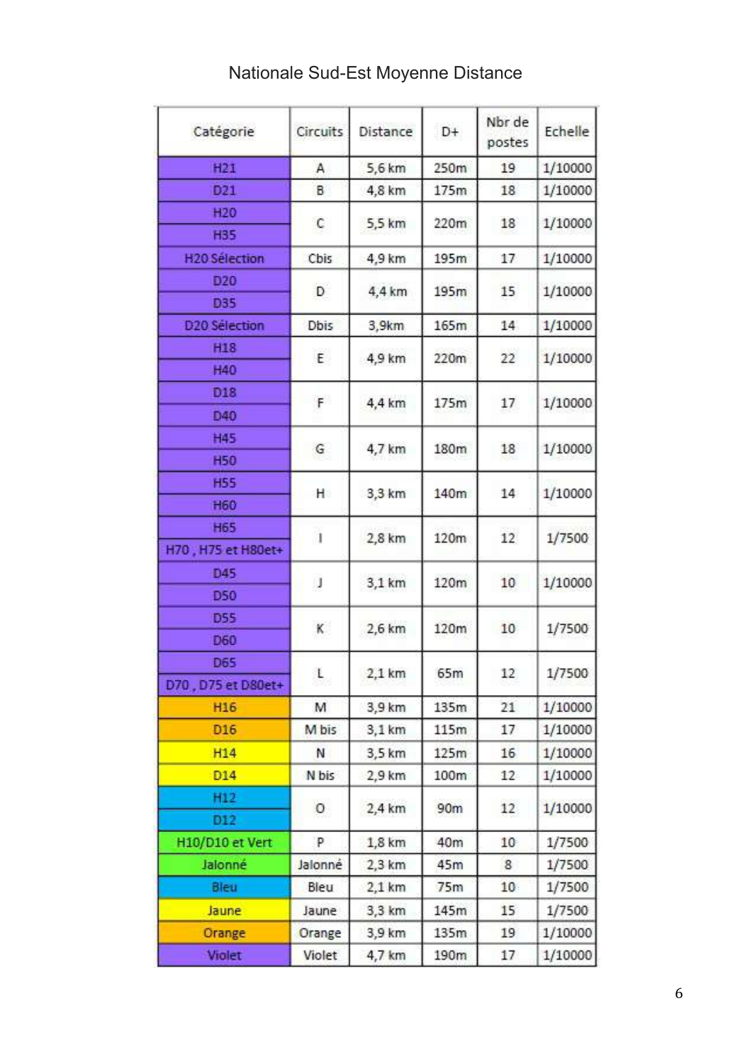# Nationale Sud-Est Moyenne Distance

| Catégorie | Circuits | Distance | D+ | Nbr de postes | Echelle |
|---|---|---|---|---|---|
| H21 | A | 5,6 km | 250m | 19 | 1/10000 |
| D21 | B | 4,8 km | 175m | 18 | 1/10000 |
| H20<br>H35 | C | 5,5 km | 220m | 18 | 1/10000 |
| H20 Sélection | Cbis | 4,9 km | 195m | 17 | 1/10000 |
| D20<br>D35 | D | 4,4 km | 195m | 15 | 1/10000 |
| D20 Sélection | Dbis | 3,9km | 165m | 14 | 1/10000 |
| H18<br>H40 | E | 4,9 km | 220m | 22 | 1/10000 |
| D18<br>D40 | F | 4,4 km | 175m | 17 | 1/10000 |
| H45<br>H50 | G | 4,7 km | 180m | 18 | 1/10000 |
| H55<br>H60 | H | 3,3 km | 140m | 14 | 1/10000 |
| H65<br>H70 , H75 et H80et+ | I | 2,8 km | 120m | 12 | 1/7500 |
| D45<br>D50 | J | 3,1 km | 120m | 10 | 1/10000 |
| D55<br>D60 | K | 2,6 km | 120m | 10 | 1/7500 |
| D65<br>D70 , D75 et D80et+ | L | 2,1 km | 65m | 12 | 1/7500 |
| H16 | M | 3,9 km | 135m | 21 | 1/10000 |
| D16 | M bis | 3,1 km | 115m | 17 | 1/10000 |
| H14 | N | 3,5 km | 125m | 16 | 1/10000 |
| D14 | N bis | 2,9 km | 100m | 12 | 1/10000 |
| H12<br>D12 | O | 2,4 km | 90m | 12 | 1/10000 |
| H10/D10 et Vert | P | 1,8 km | 40m | 10 | 1/7500 |
| Jalonné | Jalonné | 2,3 km | 45m | 8 | 1/7500 |
| Bleu | Bleu | 2,1 km | 75m | 10 | 1/7500 |
| Jaune | Jaune | 3,3 km | 145m | 15 | 1/7500 |
| Orange | Orange | 3,9 km | 135m | 19 | 1/10000 |
| Violet | Violet | 4,7 km | 190m | 17 | 1/10000 |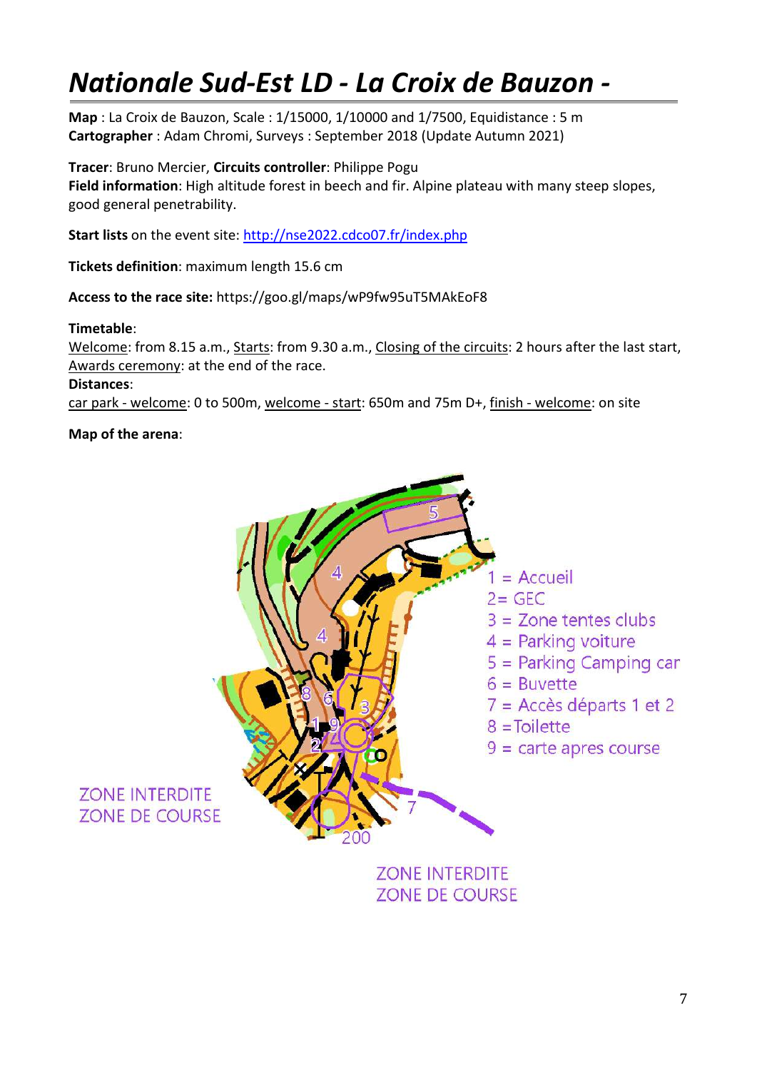# *Nationale Sud-Est LD - La Croix de Bauzon -*

**Map** : La Croix de Bauzon, Scale : 1/15000, 1/10000 and 1/7500, Equidistance : 5 m
**Cartographer** : Adam Chromi, Surveys : September 2018 (Update Autumn 2021)

**Tracer**: Bruno Mercier, **Circuits controller**: Philippe Pogu
**Field information**: High altitude forest in beech and fir. Alpine plateau with many steep slopes, good general penetrability.

**Start lists** on the event site: http://nse2022.cdco07.fr/index.php

**Tickets definition**: maximum length 15.6 cm

**Access to the race site:** https://goo.gl/maps/wP9fw95uT5MAkEoF8

**Timetable**:
Welcome: from 8.15 a.m., Starts: from 9.30 a.m., Closing of the circuits: 2 hours after the last start, Awards ceremony: at the end of the race.
**Distances**:
car park - welcome: 0 to 500m, welcome - start: 650m and 75m D+, finish - welcome: on site

**Map of the arena**:

1 = Accueil
2= GEC
3 = Zone tentes clubs
4 = Parking voiture
5 = Parking Camping car
6 = Buvette
7 = Accès départs 1 et 2
8 =Toilette
9 = carte apres course

ZONE INTERDITE
ZONE DE COURSE

200

ZONE INTERDITE
ZONE DE COURSE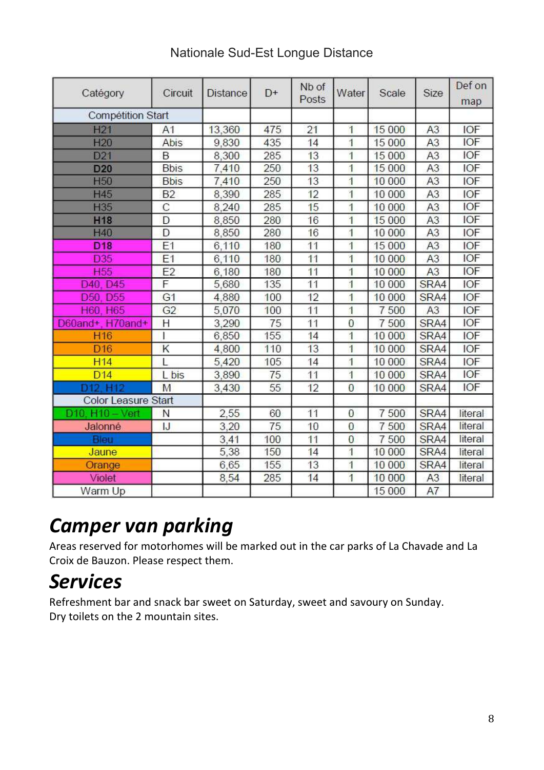Nationale Sud-Est Longue Distance

| Catégory | Circuit | Distance | D+ | Nb of Posts | Water | Scale | Size | Def on map |
|---|---|---|---|---|---|---|---|---|
| Compétition Start | | | | | | | | |
| H21 | A1 | 13,360 | 475 | 21 | 1 | 15 000 | A3 | IOF |
| H20 | Abis | 9,830 | 435 | 14 | 1 | 15 000 | A3 | IOF |
| D21 | B | 8,300 | 285 | 13 | 1 | 15 000 | A3 | IOF |
| **D20** | Bbis | 7,410 | 250 | 13 | 1 | 15 000 | A3 | IOF |
| H50 | Bbis | 7,410 | 250 | 13 | 1 | 10 000 | A3 | IOF |
| H45 | B2 | 8,390 | 285 | 12 | 1 | 10 000 | A3 | IOF |
| H35 | C | 8,240 | 285 | 15 | 1 | 10 000 | A3 | IOF |
| **H18** | D | 8,850 | 280 | 16 | 1 | 15 000 | A3 | IOF |
| H40 | D | 8,850 | 280 | 16 | 1 | 10 000 | A3 | IOF |
| **D18** | E1 | 6,110 | 180 | 11 | 1 | 15 000 | A3 | IOF |
| D35 | E1 | 6,110 | 180 | 11 | 1 | 10 000 | A3 | IOF |
| H55 | E2 | 6,180 | 180 | 11 | 1 | 10 000 | A3 | IOF |
| D40, D45 | F | 5,680 | 135 | 11 | 1 | 10 000 | SRA4 | IOF |
| D50, D55 | G1 | 4,880 | 100 | 12 | 1 | 10 000 | SRA4 | IOF |
| H60, H65 | G2 | 5,070 | 100 | 11 | 1 | 7 500 | A3 | IOF |
| D60and+, H70and+ | H | 3,290 | 75 | 11 | 0 | 7 500 | SRA4 | IOF |
| H16 | I | 6,850 | 155 | 14 | 1 | 10 000 | SRA4 | IOF |
| D16 | K | 4,800 | 110 | 13 | 1 | 10 000 | SRA4 | IOF |
| H14 | L | 5,420 | 105 | 14 | 1 | 10 000 | SRA4 | IOF |
| D14 | L bis | 3,890 | 75 | 11 | 1 | 10 000 | SRA4 | IOF |
| D12, H12 | M | 3,430 | 55 | 12 | 0 | 10 000 | SRA4 | IOF |
| Color Leasure Start | | | | | | | | |
| D10, H10 – Vert | N | 2,55 | 60 | 11 | 0 | 7 500 | SRA4 | literal |
| Jalonné | IJ | 3,20 | 75 | 10 | 0 | 7 500 | SRA4 | literal |
| Bleu | | 3,41 | 100 | 11 | 0 | 7 500 | SRA4 | literal |
| Jaune | | 5,38 | 150 | 14 | 1 | 10 000 | SRA4 | literal |
| Orange | | 6,65 | 155 | 13 | 1 | 10 000 | SRA4 | literal |
| Violet | | 8,54 | 285 | 14 | 1 | 10 000 | A3 | literal |
| Warm Up | | | | | | 15 000 | A7 | |

# ***Camper van parking***

Areas reserved for motorhomes will be marked out in the car parks of La Chavade and La Croix de Bauzon. Please respect them.

# ***Services***

Refreshment bar and snack bar sweet on Saturday, sweet and savoury on Sunday.
Dry toilets on the 2 mountain sites.